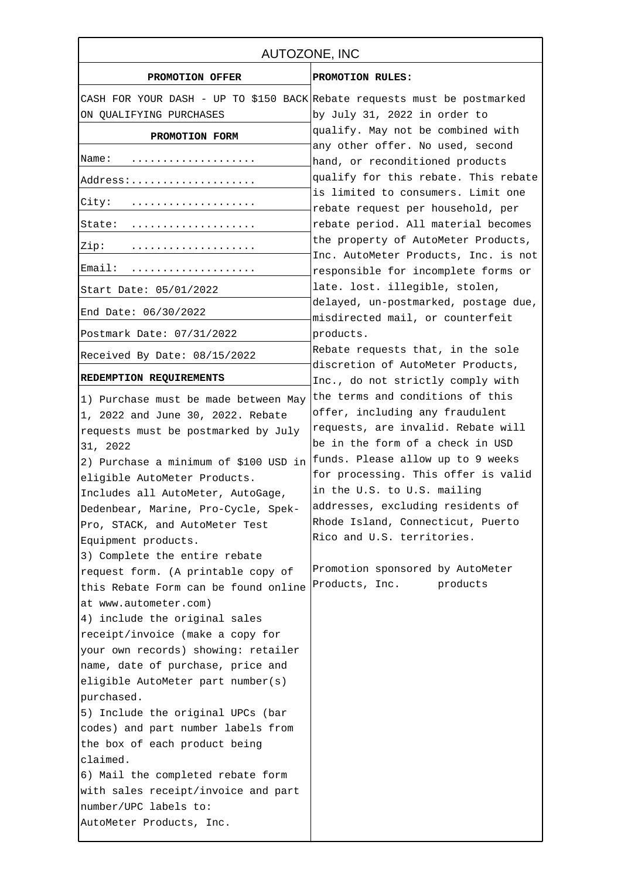# AUTOZONE, INC

## PROMOTION OFFER

CASH FOR YOUR DASH - UP TO $150 BACK ON QUALIFYING PURCHASES

## PROMOTION FORM

| | |
|---|---|
| Name: | .................... |
| Address: | .................... |
| City: | .................... |
| State: | .................... |
| Zip: | .................... |
| Email: | .................... |

Start Date: 05/01/2022

End Date: 06/30/2022

Postmark Date: 07/31/2022

Received By Date: 08/15/2022

**REDEMPTION REQUIREMENTS**

1) Purchase must be made between May 1, 2022 and June 30, 2022. Rebate requests must be postmarked by July 31, 2022
2) Purchase a minimum of $100 USD in eligible AutoMeter Products. Includes all AutoMeter, AutoGage, Dedenbear, Marine, Pro-Cycle, Spek-Pro, STACK, and AutoMeter Test Equipment products.
3) Complete the entire rebate request form. (A printable copy of this Rebate Form can be found online at www.autometer.com)
4) include the original sales receipt/invoice (make a copy for your own records) showing: retailer name, date of purchase, price and eligible AutoMeter part number(s) purchased.
5) Include the original UPCs (bar codes) and part number labels from the box of each product being claimed.
6) Mail the completed rebate form with sales receipt/invoice and part number/UPC labels to:
AutoMeter Products, Inc.

**PROMOTION RULES:**

Rebate requests must be postmarked by July 31, 2022 in order to qualify. May not be combined with any other offer. No used, second hand, or reconditioned products qualify for this rebate. This rebate is limited to consumers. Limit one rebate request per household, per rebate period. All material becomes the property of AutoMeter Products, Inc. AutoMeter Products, Inc. is not responsible for incomplete forms or late. lost. illegible, stolen, delayed, un-postmarked, postage due, misdirected mail, or counterfeit products.
Rebate requests that, in the sole discretion of AutoMeter Products, Inc., do not strictly comply with the terms and conditions of this offer, including any fraudulent requests, are invalid. Rebate will be in the form of a check in USD funds. Please allow up to 9 weeks for processing. This offer is valid in the U.S. to U.S. mailing addresses, excluding residents of Rhode Island, Connecticut, Puerto Rico and U.S. territories.

Promotion sponsored by AutoMeter Products, Inc. products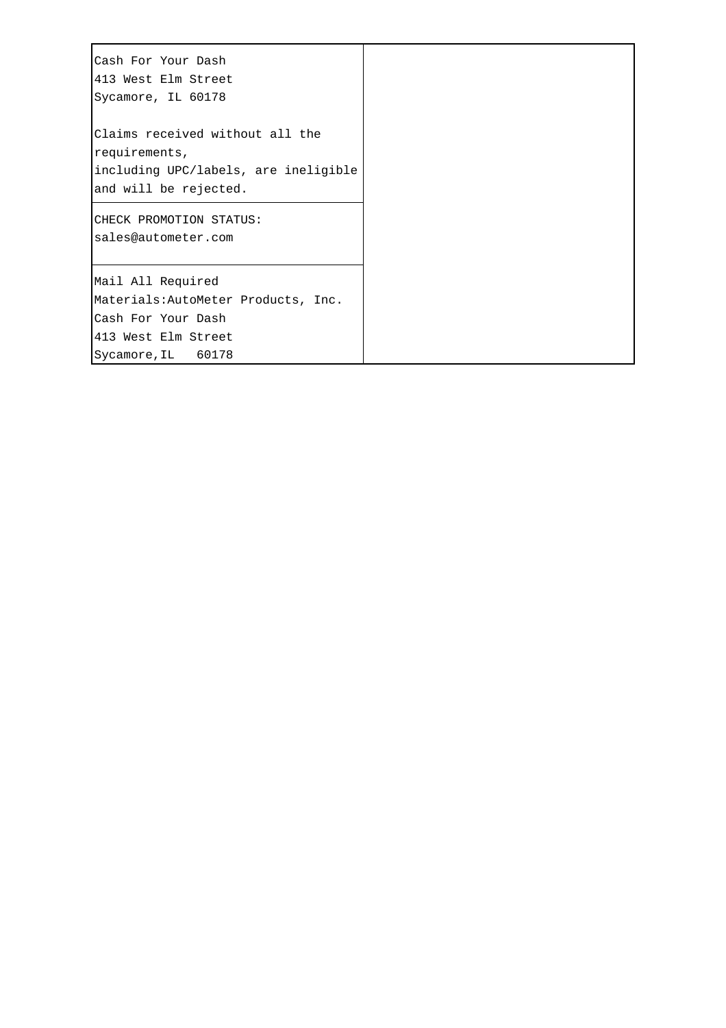| | |
|---|---|
| Cash For Your Dash<br>413 West Elm Street<br>Sycamore, IL 60178<br><br>Claims received without all the requirements,<br>including UPC/labels, are ineligible and will be rejected. | |
| CHECK PROMOTION STATUS:<br>sales@autometer.com | |
| Mail All Required Materials:AutoMeter Products, Inc.<br>Cash For Your Dash<br>413 West Elm Street<br>Sycamore,IL 60178 | |